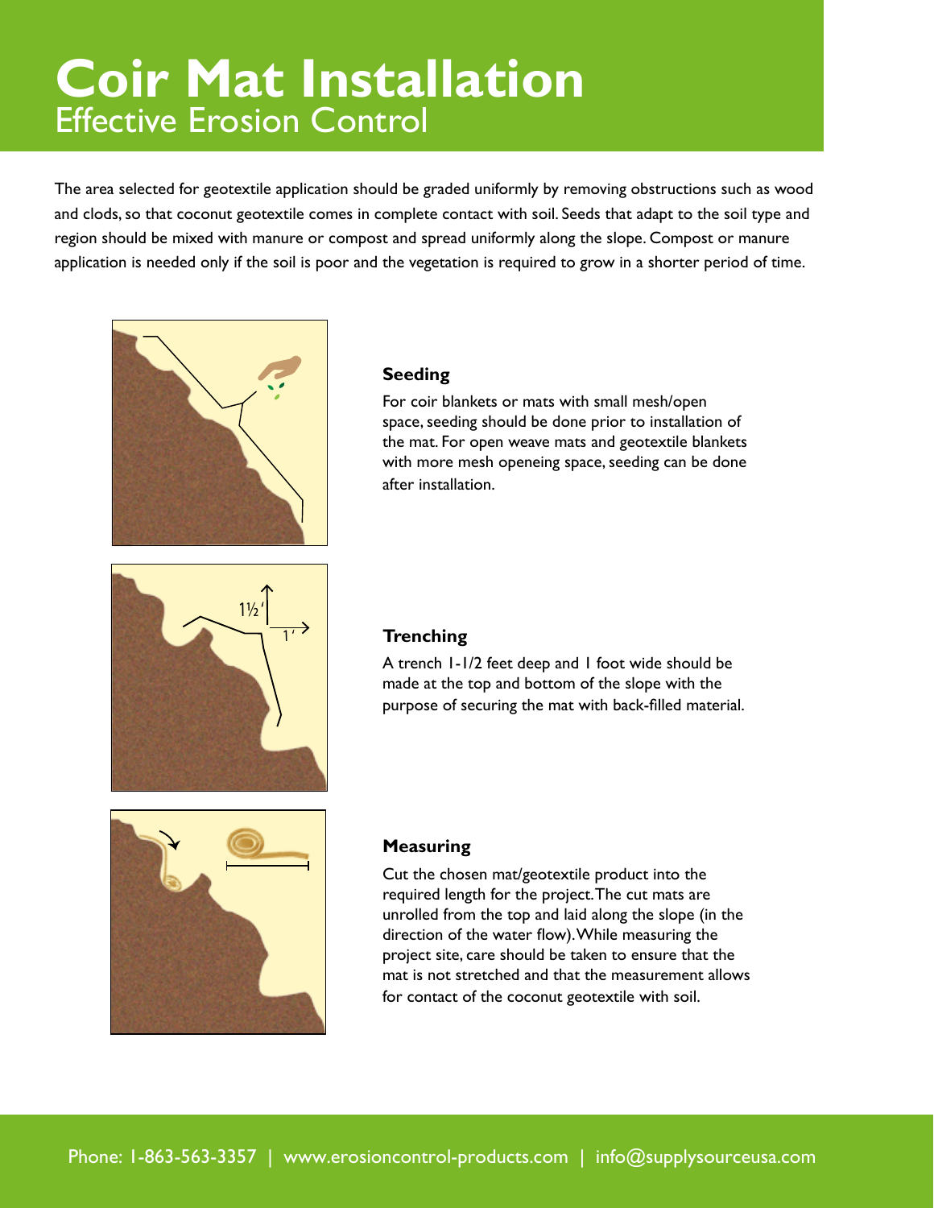# Coir Mat Installation

## Effective Erosion Control

The area selected for geotextile application should be graded uniformly by removing obstructions such as wood and clods, so that coconut geotextile comes in complete contact with soil. Seeds that adapt to the soil type and region should be mixed with manure or compost and spread uniformly along the slope. Compost or manure application is needed only if the soil is poor and the vegetation is required to grow in a shorter period of time.

**Seeding**

For coir blankets or mats with small mesh/open space, seeding should be done prior to installation of the mat. For open weave mats and geotextile blankets with more mesh openeing space, seeding can be done after installation.

**Trenching**

A trench 1-1/2 feet deep and 1 foot wide should be made at the top and bottom of the slope with the purpose of securing the mat with back-filled material.

**Measuring**

Cut the chosen mat/geotextile product into the required length for the project. The cut mats are unrolled from the top and laid along the slope (in the direction of the water flow). While measuring the project site, care should be taken to ensure that the mat is not stretched and that the measurement allows for contact of the coconut geotextile with soil.

Phone: 1-863-563-3357 | www.erosioncontrol-products.com | info@supplysourceusa.com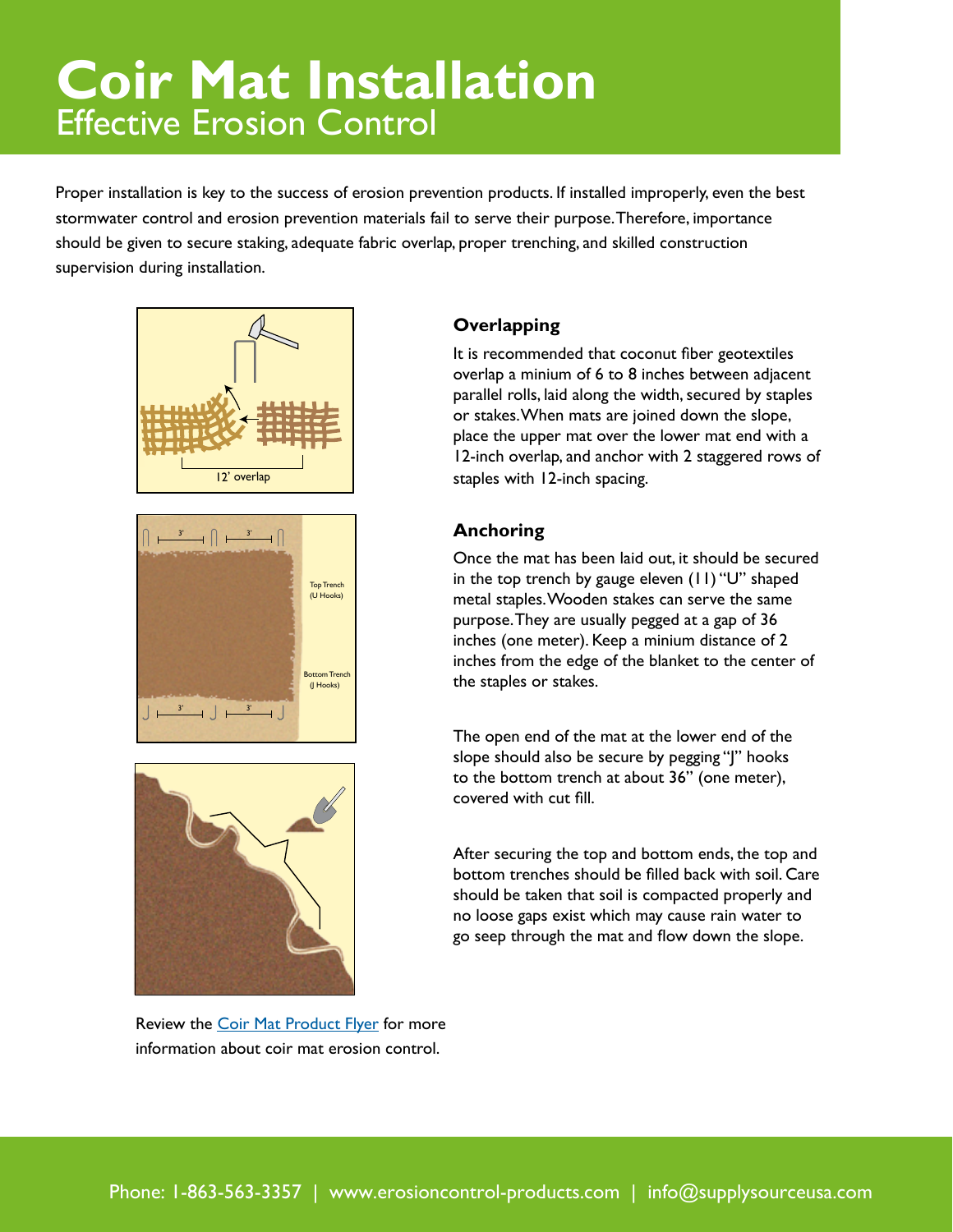# Coir Mat Installation
## Effective Erosion Control

Proper installation is key to the success of erosion prevention products. If installed improperly, even the best stormwater control and erosion prevention materials fail to serve their purpose. Therefore, importance should be given to secure staking, adequate fabric overlap, proper trenching, and skilled construction supervision during installation.

12' overlap

3' 3'

Top Trench (U Hooks)

Bottom Trench (J Hooks)

3' 3'

### Overlapping

It is recommended that coconut fiber geotextiles overlap a minium of 6 to 8 inches between adjacent parallel rolls, laid along the width, secured by staples or stakes. When mats are joined down the slope, place the upper mat over the lower mat end with a 12-inch overlap, and anchor with 2 staggered rows of staples with 12-inch spacing.

### Anchoring

Once the mat has been laid out, it should be secured in the top trench by gauge eleven (11) "U" shaped metal staples. Wooden stakes can serve the same purpose. They are usually pegged at a gap of 36 inches (one meter). Keep a minium distance of 2 inches from the edge of the blanket to the center of the staples or stakes.

The open end of the mat at the lower end of the slope should also be secure by pegging "J" hooks to the bottom trench at about 36" (one meter), covered with cut fill.

After securing the top and bottom ends, the top and bottom trenches should be filled back with soil. Care should be taken that soil is compacted properly and no loose gaps exist which may cause rain water to go seep through the mat and flow down the slope.

Review the [Coir Mat Product Flyer] for more information about coir mat erosion control.

Phone: 1-863-563-3357 | www.erosioncontrol-products.com | info@supplysourceusa.com